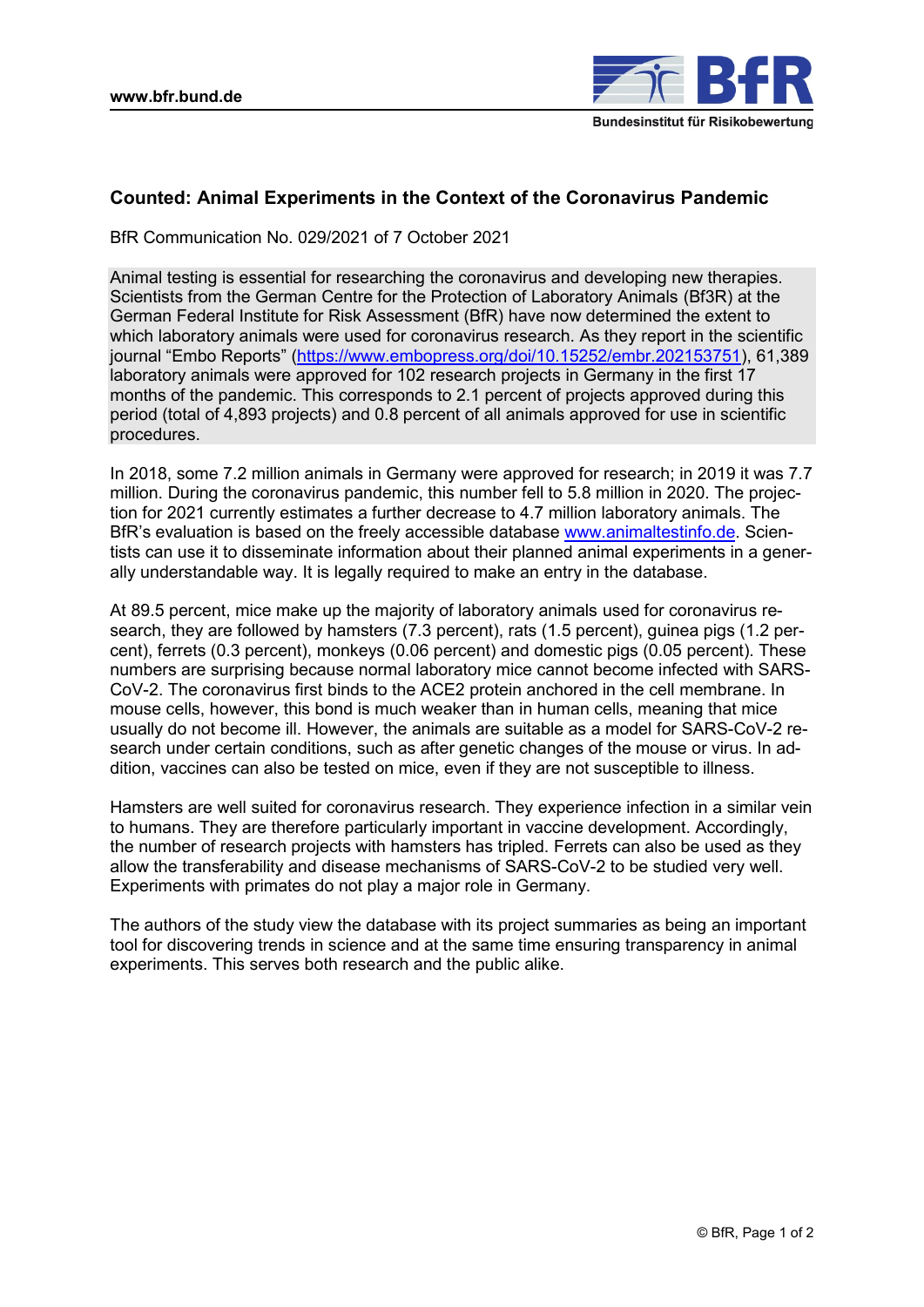# Counted: Animal Experiments in the Context of the Coronavirus Pandemic

BfR Communication No. 029/2021 of 7 October 2021

Animal testing is essential for researching the coronavirus and developing new therapies. Scientists from the German Centre for the Protection of Laboratory Animals (Bf3R) at the German Federal Institute for Risk Assessment (BfR) have now determined the extent to which laboratory animals were used for coronavirus research. As they report in the scientific journal "Embo Reports" (https://www.embopress.org/doi/10.15252/embr.202153751), 61,389 laboratory animals were approved for 102 research projects in Germany in the first 17 months of the pandemic. This corresponds to 2.1 percent of projects approved during this period (total of 4,893 projects) and 0.8 percent of all animals approved for use in scientific procedures.

In 2018, some 7.2 million animals in Germany were approved for research; in 2019 it was 7.7 million. During the coronavirus pandemic, this number fell to 5.8 million in 2020. The projection for 2021 currently estimates a further decrease to 4.7 million laboratory animals. The BfR's evaluation is based on the freely accessible database www.animaltestinfo.de. Scientists can use it to disseminate information about their planned animal experiments in a generally understandable way. It is legally required to make an entry in the database.

At 89.5 percent, mice make up the majority of laboratory animals used for coronavirus research, they are followed by hamsters (7.3 percent), rats (1.5 percent), guinea pigs (1.2 percent), ferrets (0.3 percent), monkeys (0.06 percent) and domestic pigs (0.05 percent). These numbers are surprising because normal laboratory mice cannot become infected with SARS-CoV-2. The coronavirus first binds to the ACE2 protein anchored in the cell membrane. In mouse cells, however, this bond is much weaker than in human cells, meaning that mice usually do not become ill. However, the animals are suitable as a model for SARS-CoV-2 research under certain conditions, such as after genetic changes of the mouse or virus. In addition, vaccines can also be tested on mice, even if they are not susceptible to illness.

Hamsters are well suited for coronavirus research. They experience infection in a similar vein to humans. They are therefore particularly important in vaccine development. Accordingly, the number of research projects with hamsters has tripled. Ferrets can also be used as they allow the transferability and disease mechanisms of SARS-CoV-2 to be studied very well. Experiments with primates do not play a major role in Germany.

The authors of the study view the database with its project summaries as being an important tool for discovering trends in science and at the same time ensuring transparency in animal experiments. This serves both research and the public alike.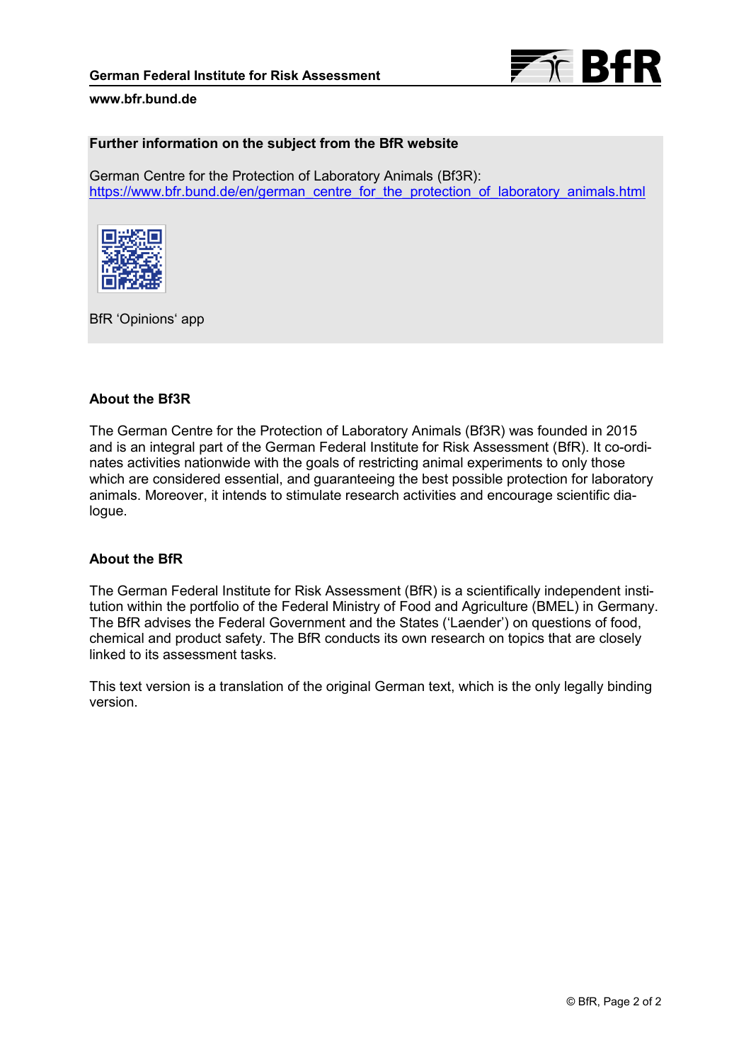**Further information on the subject from the BfR website**

German Centre for the Protection of Laboratory Animals (Bf3R):
https://www.bfr.bund.de/en/german_centre_for_the_protection_of_laboratory_animals.html

BfR ‘Opinions‘ app

## About the Bf3R

The German Centre for the Protection of Laboratory Animals (Bf3R) was founded in 2015 and is an integral part of the German Federal Institute for Risk Assessment (BfR). It co-ordinates activities nationwide with the goals of restricting animal experiments to only those which are considered essential, and guaranteeing the best possible protection for laboratory animals. Moreover, it intends to stimulate research activities and encourage scientific dialogue.

## About the BfR

The German Federal Institute for Risk Assessment (BfR) is a scientifically independent institution within the portfolio of the Federal Ministry of Food and Agriculture (BMEL) in Germany. The BfR advises the Federal Government and the States (‘Laender’) on questions of food, chemical and product safety. The BfR conducts its own research on topics that are closely linked to its assessment tasks.

This text version is a translation of the original German text, which is the only legally binding version.